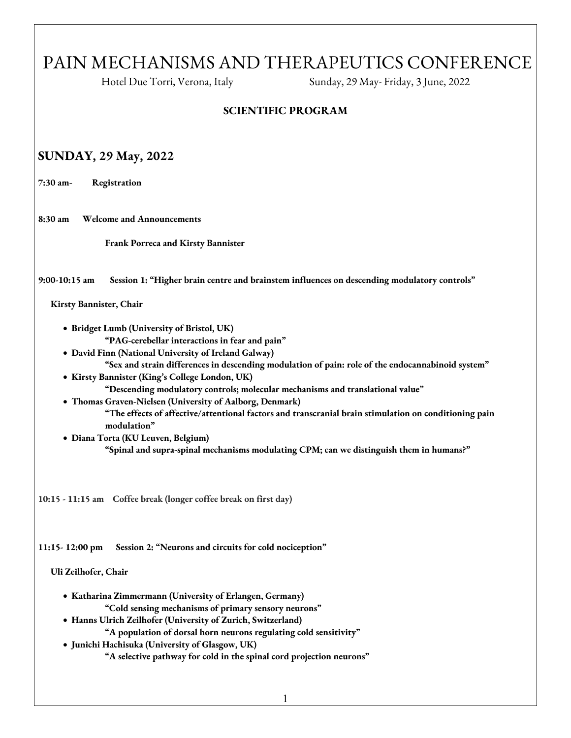# PAIN MECHANISMS AND THERAPEUTICS CONFERENCE

Hotel Due Torri, Verona, Italy Sunday, 29 May- Friday, 3 June, 2022

**SCIENTIFIC PROGRAM**

## SUNDAY, 29 May, 2022

**7:30 am- Registration**

**8:30 am Welcome and Announcements**

**Frank Porreca and Kirsty Bannister**

**9:00-10:15 am Session 1: "Higher brain centre and brainstem influences on descending modulatory controls"**

**Kirsty Bannister, Chair**

- **Bridget Lumb (University of Bristol, UK)**
  **"PAG-cerebellar interactions in fear and pain"**
- **David Finn (National University of Ireland Galway)**
  **"Sex and strain differences in descending modulation of pain: role of the endocannabinoid system"**
- **Kirsty Bannister (King's College London, UK)**
  **"Descending modulatory controls; molecular mechanisms and translational value"**
- **Thomas Graven-Nielsen (University of Aalborg, Denmark)**
  **"The effects of affective/attentional factors and transcranial brain stimulation on conditioning pain modulation"**
- **Diana Torta (KU Leuven, Belgium)**
  **"Spinal and supra-spinal mechanisms modulating CPM; can we distinguish them in humans?"**

**10:15 - 11:15 am Coffee break (longer coffee break on first day)**

**11:15- 12:00 pm Session 2: "Neurons and circuits for cold nociception"**

**Uli Zeilhofer, Chair**

- **Katharina Zimmermann (University of Erlangen, Germany)**
  **"Cold sensing mechanisms of primary sensory neurons"**
- **Hanns Ulrich Zeilhofer (University of Zurich, Switzerland)**
  **"A population of dorsal horn neurons regulating cold sensitivity"**
- **Junichi Hachisuka (University of Glasgow, UK)**
  **"A selective pathway for cold in the spinal cord projection neurons"**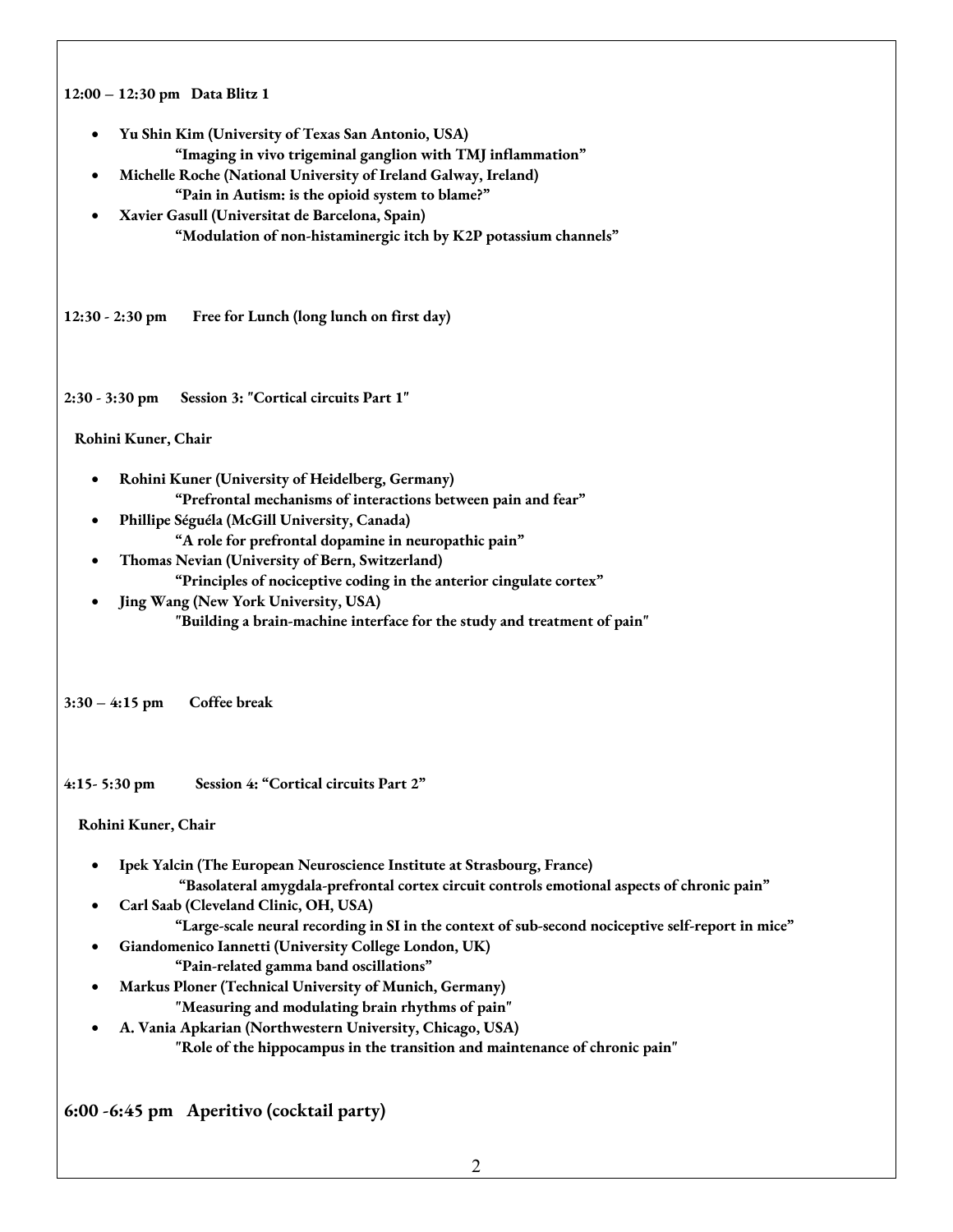**12:00 – 12:30 pm Data Blitz 1**

- **Yu Shin Kim (University of Texas San Antonio, USA)**
  **"Imaging in vivo trigeminal ganglion with TMJ inflammation"**
- **Michelle Roche (National University of Ireland Galway, Ireland)**
  **"Pain in Autism: is the opioid system to blame?"**
- **Xavier Gasull (Universitat de Barcelona, Spain)**
  **"Modulation of non-histaminergic itch by K2P potassium channels"**

**12:30 - 2:30 pm Free for Lunch (long lunch on first day)**

**2:30 - 3:30 pm Session 3: "Cortical circuits Part 1"**

**Rohini Kuner, Chair**

- **Rohini Kuner (University of Heidelberg, Germany)**
  **"Prefrontal mechanisms of interactions between pain and fear"**
- **Phillipe Séguéla (McGill University, Canada)**
  **"A role for prefrontal dopamine in neuropathic pain"**
- **Thomas Nevian (University of Bern, Switzerland)**
  **"Principles of nociceptive coding in the anterior cingulate cortex"**
- **Jing Wang (New York University, USA)**
  **"Building a brain-machine interface for the study and treatment of pain"**

**3:30 – 4:15 pm Coffee break**

**4:15- 5:30 pm Session 4: "Cortical circuits Part 2"**

**Rohini Kuner, Chair**

- **Ipek Yalcin (The European Neuroscience Institute at Strasbourg, France)**
  **"Basolateral amygdala-prefrontal cortex circuit controls emotional aspects of chronic pain"**
- **Carl Saab (Cleveland Clinic, OH, USA)**
  **"Large-scale neural recording in SI in the context of sub-second nociceptive self-report in mice"**
- **Giandomenico Iannetti (University College London, UK)**
  **"Pain-related gamma band oscillations"**
- **Markus Ploner (Technical University of Munich, Germany)**
  **"Measuring and modulating brain rhythms of pain"**
- **A. Vania Apkarian (Northwestern University, Chicago, USA)**
  **"Role of the hippocampus in the transition and maintenance of chronic pain"**

**6:00 -6:45 pm Aperitivo (cocktail party)**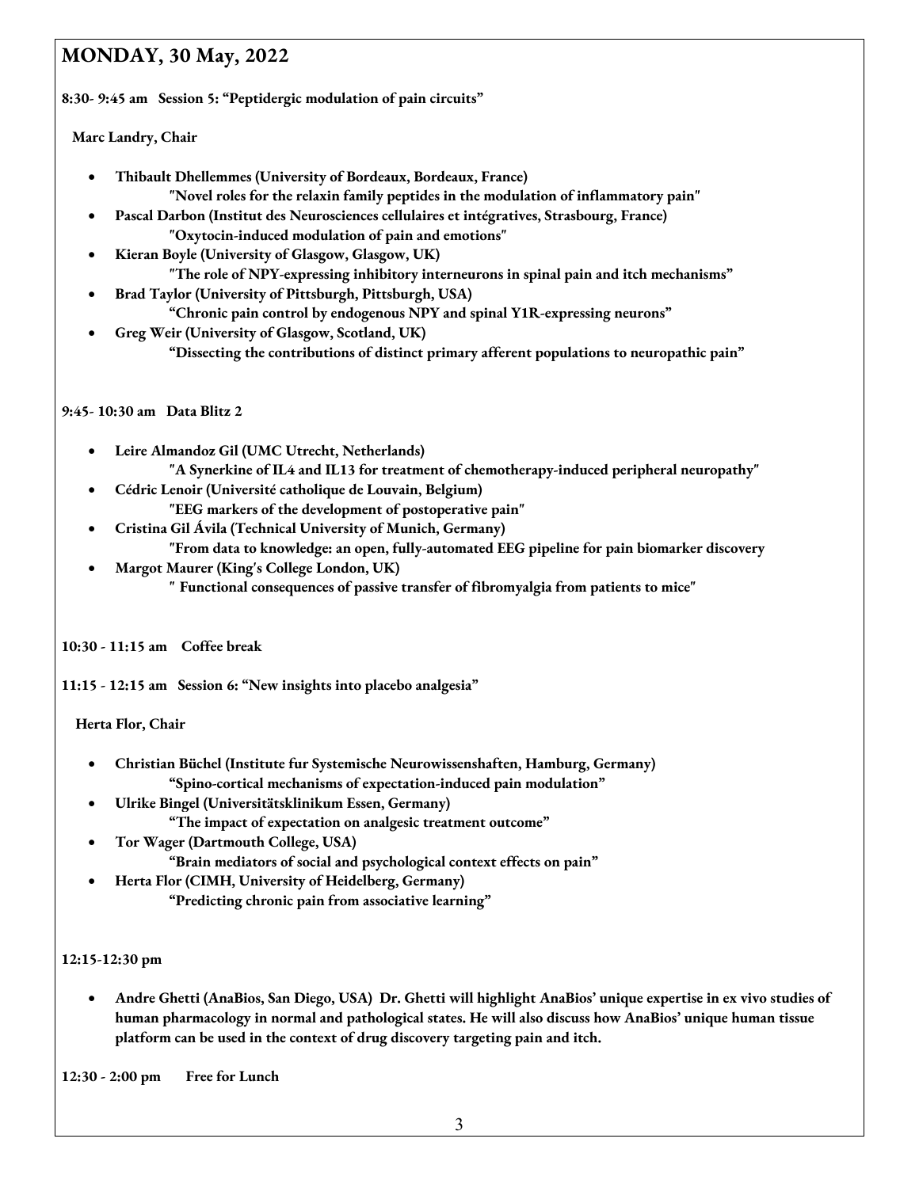## MONDAY, 30 May, 2022

**8:30- 9:45 am Session 5: "Peptidergic modulation of pain circuits"**

**Marc Landry, Chair**

- **Thibault Dhellemmes (University of Bordeaux, Bordeaux, France)**
  **"Novel roles for the relaxin family peptides in the modulation of inflammatory pain"**
- **Pascal Darbon (Institut des Neurosciences cellulaires et intégratives, Strasbourg, France)**
  **"Oxytocin-induced modulation of pain and emotions"**
- **Kieran Boyle (University of Glasgow, Glasgow, UK)**
  **"The role of NPY-expressing inhibitory interneurons in spinal pain and itch mechanisms"**
- **Brad Taylor (University of Pittsburgh, Pittsburgh, USA)**
  **"Chronic pain control by endogenous NPY and spinal Y1R-expressing neurons"**
- **Greg Weir (University of Glasgow, Scotland, UK)**
  **"Dissecting the contributions of distinct primary afferent populations to neuropathic pain"**

**9:45- 10:30 am Data Blitz 2**

- **Leire Almandoz Gil (UMC Utrecht, Netherlands)**
  **"A Synerkine of IL4 and IL13 for treatment of chemotherapy-induced peripheral neuropathy"**
- **Cédric Lenoir (Université catholique de Louvain, Belgium)**
  **"EEG markers of the development of postoperative pain"**
- **Cristina Gil Ávila (Technical University of Munich, Germany)**
  **"From data to knowledge: an open, fully-automated EEG pipeline for pain biomarker discovery**
- **Margot Maurer (King's College London, UK)**
  **" Functional consequences of passive transfer of fibromyalgia from patients to mice"**

**10:30 - 11:15 am Coffee break**

**11:15 - 12:15 am Session 6: "New insights into placebo analgesia"**

**Herta Flor, Chair**

- **Christian Büchel (Institute fur Systemische Neurowissenshaften, Hamburg, Germany)**
  **"Spino-cortical mechanisms of expectation-induced pain modulation"**
- **Ulrike Bingel (Universitätsklinikum Essen, Germany)**
  **"The impact of expectation on analgesic treatment outcome"**
- **Tor Wager (Dartmouth College, USA)**
  **"Brain mediators of social and psychological context effects on pain"**
- **Herta Flor (CIMH, University of Heidelberg, Germany)**
  **"Predicting chronic pain from associative learning"**

**12:15-12:30 pm**

- **Andre Ghetti (AnaBios, San Diego, USA) Dr. Ghetti will highlight AnaBios' unique expertise in ex vivo studies of human pharmacology in normal and pathological states. He will also discuss how AnaBios' unique human tissue platform can be used in the context of drug discovery targeting pain and itch.**

**12:30 - 2:00 pm Free for Lunch**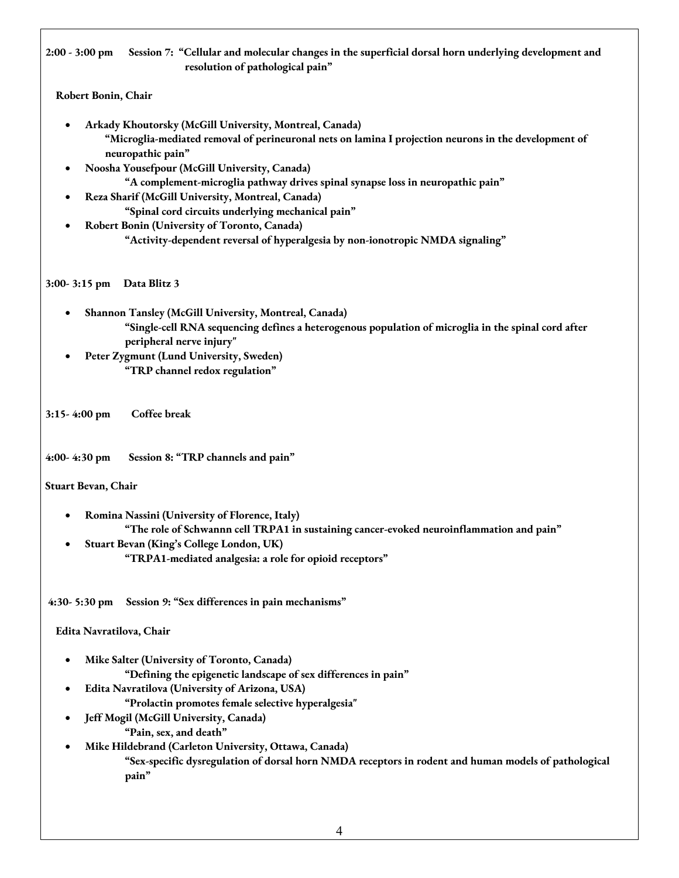**2:00 - 3:00 pm Session 7: "Cellular and molecular changes in the superficial dorsal horn underlying development and resolution of pathological pain"**

**Robert Bonin, Chair**

- **Arkady Khoutorsky (McGill University, Montreal, Canada)**
  **"Microglia-mediated removal of perineuronal nets on lamina I projection neurons in the development of neuropathic pain"**
- **Noosha Yousefpour (McGill University, Canada)**
  **"A complement-microglia pathway drives spinal synapse loss in neuropathic pain"**
- **Reza Sharif (McGill University, Montreal, Canada)**
  **"Spinal cord circuits underlying mechanical pain"**
- **Robert Bonin (University of Toronto, Canada)**
  **"Activity-dependent reversal of hyperalgesia by non-ionotropic NMDA signaling"**

**3:00- 3:15 pm Data Blitz 3**

- **Shannon Tansley (McGill University, Montreal, Canada)**
  **"Single-cell RNA sequencing defines a heterogenous population of microglia in the spinal cord after peripheral nerve injury"**
- **Peter Zygmunt (Lund University, Sweden)**
  **"TRP channel redox regulation"**

**3:15- 4:00 pm Coffee break**

**4:00- 4:30 pm Session 8: "TRP channels and pain"**

**Stuart Bevan, Chair**

- **Romina Nassini (University of Florence, Italy)**
  **"The role of Schwannn cell TRPA1 in sustaining cancer-evoked neuroinflammation and pain"**
- **Stuart Bevan (King's College London, UK)**
  **"TRPA1-mediated analgesia: a role for opioid receptors"**

**4:30- 5:30 pm Session 9: "Sex differences in pain mechanisms"**

**Edita Navratilova, Chair**

- **Mike Salter (University of Toronto, Canada)**
  **"Defining the epigenetic landscape of sex differences in pain"**
- **Edita Navratilova (University of Arizona, USA)**
  **"Prolactin promotes female selective hyperalgesia"**
- **Jeff Mogil (McGill University, Canada)**
  **"Pain, sex, and death"**
- **Mike Hildebrand (Carleton University, Ottawa, Canada)**
  **"Sex-specific dysregulation of dorsal horn NMDA receptors in rodent and human models of pathological pain"**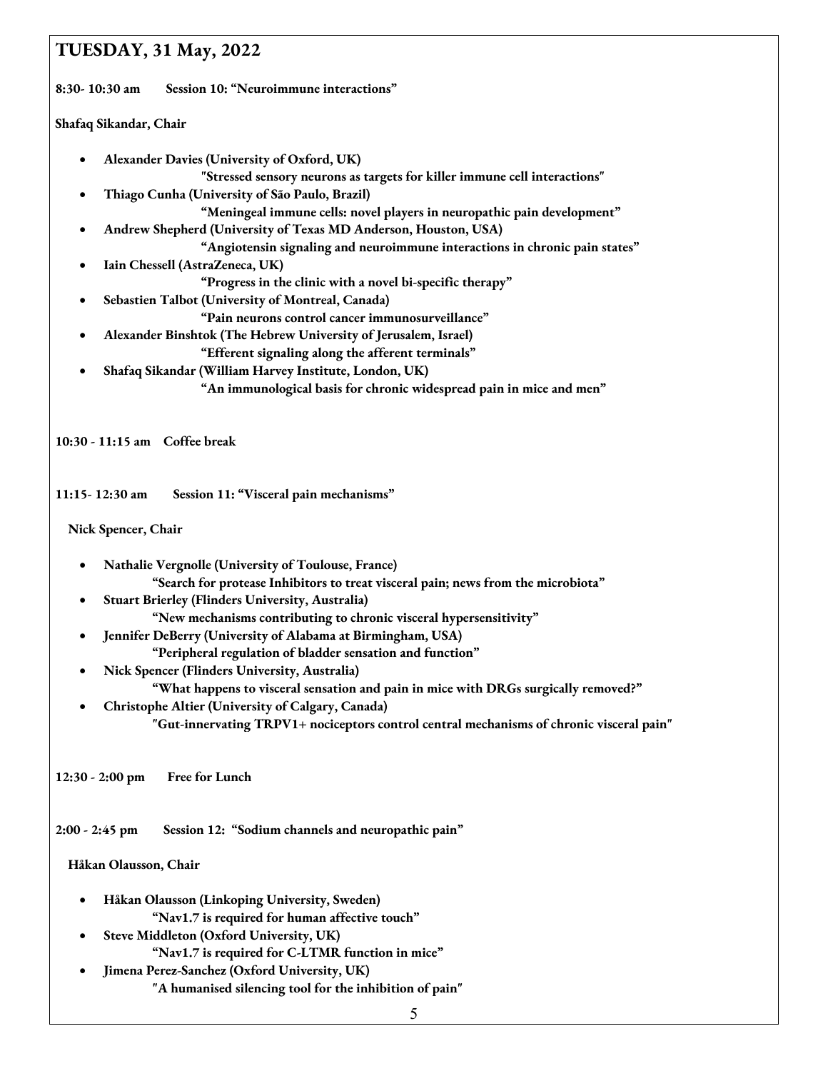## TUESDAY, 31 May, 2022

**8:30- 10:30 am Session 10: "Neuroimmune interactions"**

**Shafaq Sikandar, Chair**

- **Alexander Davies (University of Oxford, UK)**
  **"Stressed sensory neurons as targets for killer immune cell interactions"**
- **Thiago Cunha (University of São Paulo, Brazil)**
  **"Meningeal immune cells: novel players in neuropathic pain development"**
- **Andrew Shepherd (University of Texas MD Anderson, Houston, USA)**
  **"Angiotensin signaling and neuroimmune interactions in chronic pain states"**
- **Iain Chessell (AstraZeneca, UK)**
  **"Progress in the clinic with a novel bi-specific therapy"**
- **Sebastien Talbot (University of Montreal, Canada)**
  **"Pain neurons control cancer immunosurveillance"**
- **Alexander Binshtok (The Hebrew University of Jerusalem, Israel)**
  **"Efferent signaling along the afferent terminals"**
- **Shafaq Sikandar (William Harvey Institute, London, UK)**
  **"An immunological basis for chronic widespread pain in mice and men"**

**10:30 - 11:15 am Coffee break**

**11:15- 12:30 am Session 11: "Visceral pain mechanisms"**

**Nick Spencer, Chair**

- **Nathalie Vergnolle (University of Toulouse, France)**
  **"Search for protease Inhibitors to treat visceral pain; news from the microbiota"**
- **Stuart Brierley (Flinders University, Australia)**
  **"New mechanisms contributing to chronic visceral hypersensitivity"**
- **Jennifer DeBerry (University of Alabama at Birmingham, USA)**
  **"Peripheral regulation of bladder sensation and function"**
- **Nick Spencer (Flinders University, Australia)**
  **"What happens to visceral sensation and pain in mice with DRGs surgically removed?"**
- **Christophe Altier (University of Calgary, Canada)**
  **"Gut-innervating TRPV1+ nociceptors control central mechanisms of chronic visceral pain"**

**12:30 - 2:00 pm Free for Lunch**

**2:00 - 2:45 pm Session 12: "Sodium channels and neuropathic pain"**

**Håkan Olausson, Chair**

- **Håkan Olausson (Linkoping University, Sweden)**
  **"Nav1.7 is required for human affective touch"**
- **Steve Middleton (Oxford University, UK)**
  **"Nav1.7 is required for C-LTMR function in mice"**
- **Jimena Perez-Sanchez (Oxford University, UK)**
  **"A humanised silencing tool for the inhibition of pain"**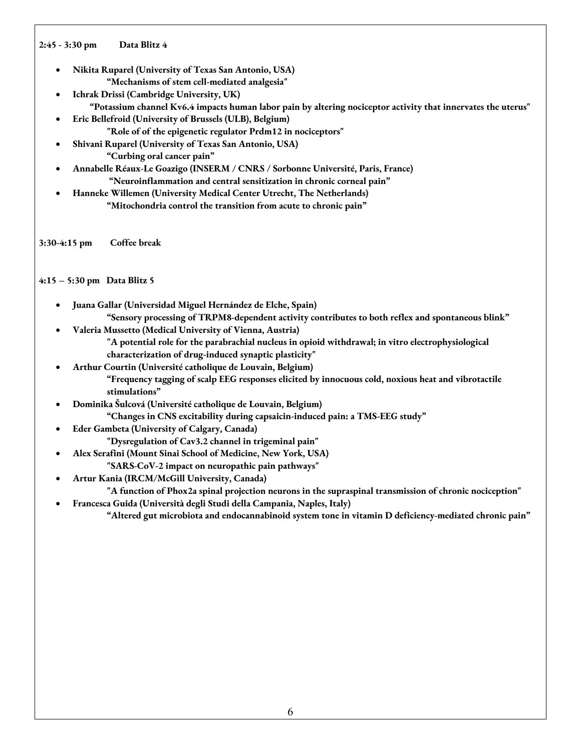**2:45 - 3:30 pm Data Blitz 4**

- **Nikita Ruparel (University of Texas San Antonio, USA)**
  **"Mechanisms of stem cell-mediated analgesia"**
- **Ichrak Drissi (Cambridge University, UK)**
  **"Potassium channel Kv6.4 impacts human labor pain by altering nociceptor activity that innervates the uterus"**
- **Eric Bellefroid (University of Brussels (ULB), Belgium)**
  **"Role of of the epigenetic regulator Prdm12 in nociceptors"**
- **Shivani Ruparel (University of Texas San Antonio, USA)**
  **"Curbing oral cancer pain"**
- **Annabelle Réaux-Le Goazigo (INSERM / CNRS / Sorbonne Université, Paris, France)**
  **"Neuroinflammation and central sensitization in chronic corneal pain"**
- **Hanneke Willemen (University Medical Center Utrecht, The Netherlands)**
  **"Mitochondria control the transition from acute to chronic pain"**

**3:30-4:15 pm Coffee break**

**4:15 – 5:30 pm Data Blitz 5**

- **Juana Gallar (Universidad Miguel Hernández de Elche, Spain)**
  **"Sensory processing of TRPM8-dependent activity contributes to both reflex and spontaneous blink"**
- **Valeria Mussetto (Medical University of Vienna, Austria)**
  **"A potential role for the parabrachial nucleus in opioid withdrawal; in vitro electrophysiological characterization of drug-induced synaptic plasticity"**
- **Arthur Courtin (Université catholique de Louvain, Belgium)**
  **"Frequency tagging of scalp EEG responses elicited by innocuous cold, noxious heat and vibrotactile stimulations"**
- **Dominika Šulcová (Université catholique de Louvain, Belgium)**
  **"Changes in CNS excitability during capsaicin-induced pain: a TMS-EEG study"**
- **Eder Gambeta (University of Calgary, Canada)**
  **"Dysregulation of Cav3.2 channel in trigeminal pain"**
- **Alex Serafini (Mount Sinai School of Medicine, New York, USA)**
  **"SARS-CoV-2 impact on neuropathic pain pathways"**
- **Artur Kania (IRCM/McGill University, Canada)**
  **"A function of Phox2a spinal projection neurons in the supraspinal transmission of chronic nociception"**
- **Francesca Guida (Università degli Studi della Campania, Naples, Italy)**
  **"Altered gut microbiota and endocannabinoid system tone in vitamin D deficiency-mediated chronic pain"**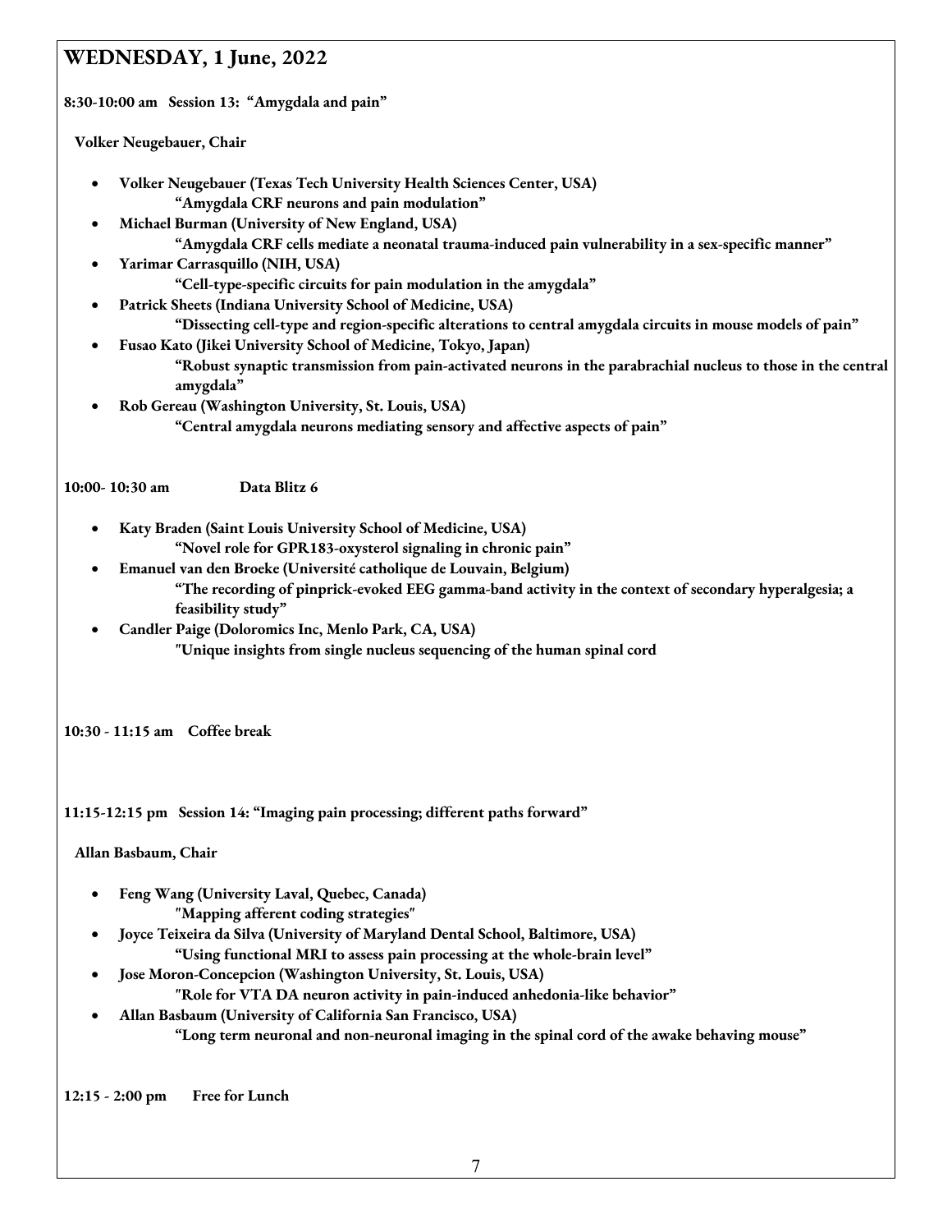## WEDNESDAY, 1 June, 2022

**8:30-10:00 am Session 13: "Amygdala and pain"**

**Volker Neugebauer, Chair**

- **Volker Neugebauer (Texas Tech University Health Sciences Center, USA)**
  **"Amygdala CRF neurons and pain modulation"**
- **Michael Burman (University of New England, USA)**
  **"Amygdala CRF cells mediate a neonatal trauma-induced pain vulnerability in a sex-specific manner"**
- **Yarimar Carrasquillo (NIH, USA)**
  **"Cell-type-specific circuits for pain modulation in the amygdala"**
- **Patrick Sheets (Indiana University School of Medicine, USA)**
  **"Dissecting cell-type and region-specific alterations to central amygdala circuits in mouse models of pain"**
- **Fusao Kato (Jikei University School of Medicine, Tokyo, Japan)**
  **"Robust synaptic transmission from pain-activated neurons in the parabrachial nucleus to those in the central amygdala"**
- **Rob Gereau (Washington University, St. Louis, USA)**
  **"Central amygdala neurons mediating sensory and affective aspects of pain"**

**10:00- 10:30 am Data Blitz 6**

- **Katy Braden (Saint Louis University School of Medicine, USA)**
  **"Novel role for GPR183-oxysterol signaling in chronic pain"**
- **Emanuel van den Broeke (Université catholique de Louvain, Belgium)**
  **"The recording of pinprick-evoked EEG gamma-band activity in the context of secondary hyperalgesia; a feasibility study"**
- **Candler Paige (Doloromics Inc, Menlo Park, CA, USA)**
  **"Unique insights from single nucleus sequencing of the human spinal cord**

**10:30 - 11:15 am Coffee break**

**11:15-12:15 pm Session 14: "Imaging pain processing; different paths forward"**

**Allan Basbaum, Chair**

- **Feng Wang (University Laval, Quebec, Canada)**
  **"Mapping afferent coding strategies"**
- **Joyce Teixeira da Silva (University of Maryland Dental School, Baltimore, USA)**
  **"Using functional MRI to assess pain processing at the whole-brain level"**
- **Jose Moron-Concepcion (Washington University, St. Louis, USA)**
  **"Role for VTA DA neuron activity in pain-induced anhedonia-like behavior"**
- **Allan Basbaum (University of California San Francisco, USA)**
  **"Long term neuronal and non-neuronal imaging in the spinal cord of the awake behaving mouse"**

**12:15 - 2:00 pm Free for Lunch**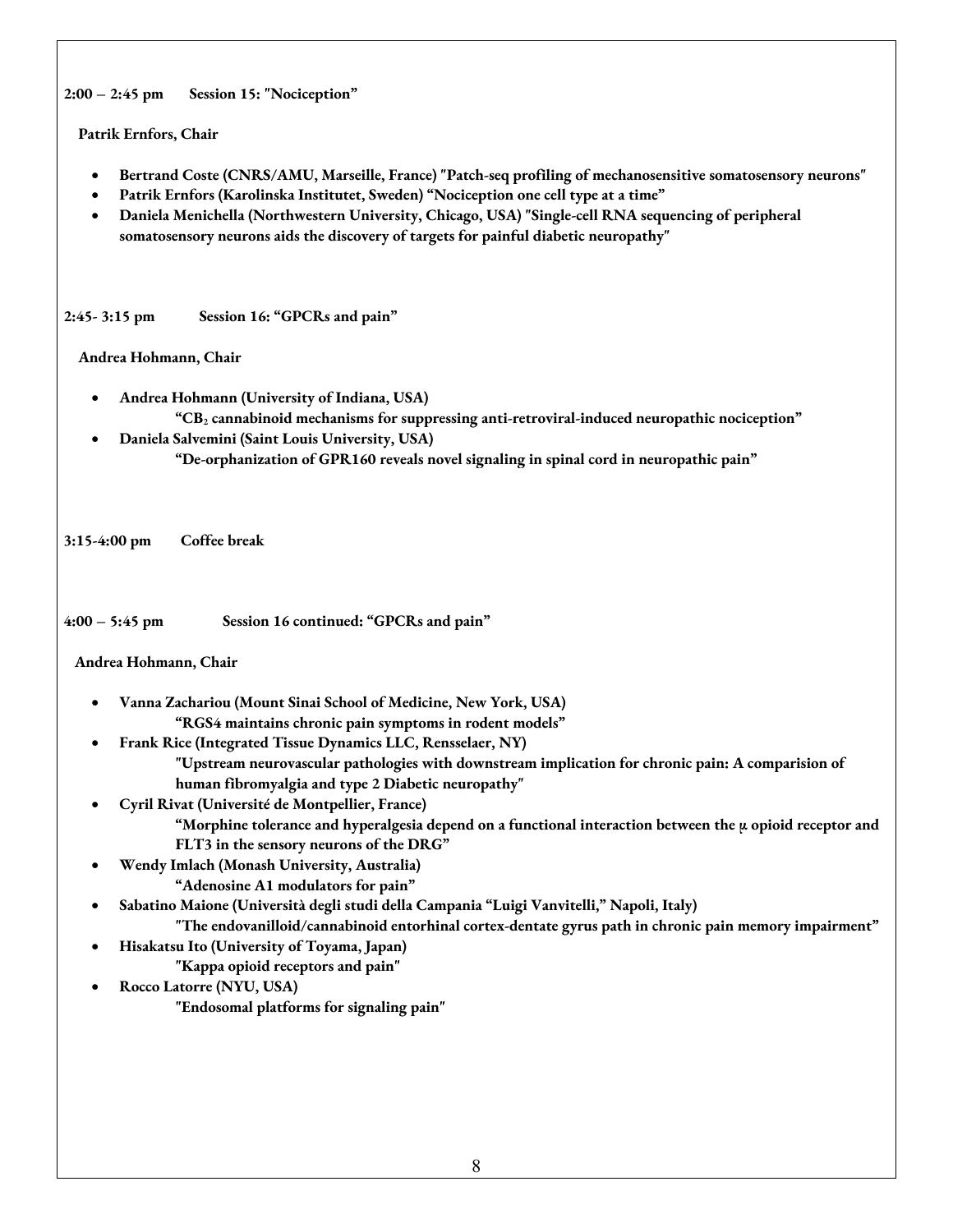**2:00 – 2:45 pm Session 15: "Nociception"**

**Patrik Ernfors, Chair**

- **Bertrand Coste (CNRS/AMU, Marseille, France) "Patch-seq profiling of mechanosensitive somatosensory neurons"**
- **Patrik Ernfors (Karolinska Institutet, Sweden) "Nociception one cell type at a time"**
- **Daniela Menichella (Northwestern University, Chicago, USA) "Single-cell RNA sequencing of peripheral somatosensory neurons aids the discovery of targets for painful diabetic neuropathy"**

**2:45- 3:15 pm Session 16: "GPCRs and pain"**

**Andrea Hohmann, Chair**

- **Andrea Hohmann (University of Indiana, USA)**
  **"$CB_2$ cannabinoid mechanisms for suppressing anti-retroviral-induced neuropathic nociception"**
- **Daniela Salvemini (Saint Louis University, USA)**
  **"De-orphanization of GPR160 reveals novel signaling in spinal cord in neuropathic pain"**

**3:15-4:00 pm Coffee break**

**4:00 – 5:45 pm Session 16 continued: "GPCRs and pain"**

**Andrea Hohmann, Chair**

- **Vanna Zachariou (Mount Sinai School of Medicine, New York, USA)**
  **"RGS4 maintains chronic pain symptoms in rodent models"**
- **Frank Rice (Integrated Tissue Dynamics LLC, Rensselaer, NY)**
  **"Upstream neurovascular pathologies with downstream implication for chronic pain: A comparision of human fibromyalgia and type 2 Diabetic neuropathy"**
- **Cyril Rivat (Université de Montpellier, France)**
  **"Morphine tolerance and hyperalgesia depend on a functional interaction between the μ opioid receptor and FLT3 in the sensory neurons of the DRG"**
- **Wendy Imlach (Monash University, Australia)**
  **"Adenosine A1 modulators for pain"**
- **Sabatino Maione (Università degli studi della Campania "Luigi Vanvitelli," Napoli, Italy)**
  **"The endovanilloid/cannabinoid entorhinal cortex-dentate gyrus path in chronic pain memory impairment"**
- **Hisakatsu Ito (University of Toyama, Japan)**
  **"Kappa opioid receptors and pain"**
- **Rocco Latorre (NYU, USA)**
  **"Endosomal platforms for signaling pain"**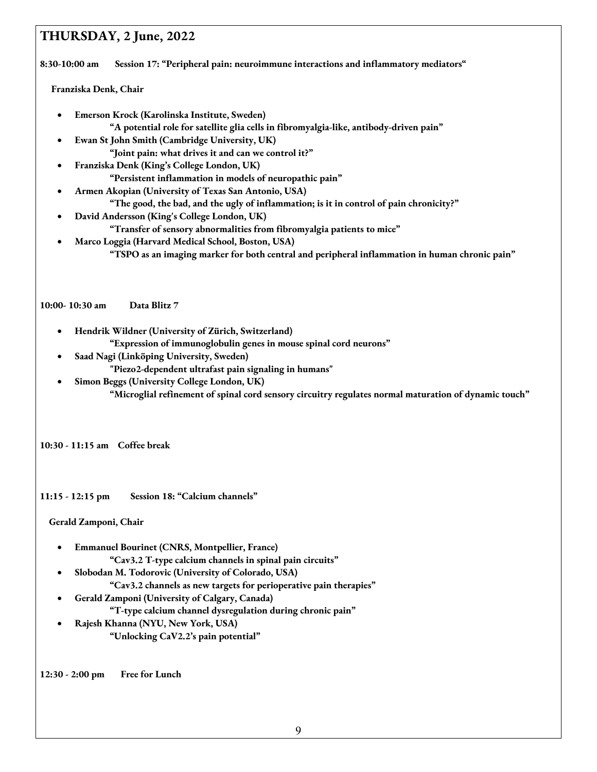## THURSDAY, 2 June, 2022

**8:30-10:00 am Session 17: "Peripheral pain: neuroimmune interactions and inflammatory mediators"**

**Franziska Denk, Chair**

- **Emerson Krock (Karolinska Institute, Sweden)**
  **"A potential role for satellite glia cells in fibromyalgia-like, antibody-driven pain"**
- **Ewan St John Smith (Cambridge University, UK)**
  **"Joint pain: what drives it and can we control it?"**
- **Franziska Denk (King's College London, UK)**
  **"Persistent inflammation in models of neuropathic pain"**
- **Armen Akopian (University of Texas San Antonio, USA)**
  **"The good, the bad, and the ugly of inflammation; is it in control of pain chronicity?"**
- **David Andersson (King's College London, UK)**
  **"Transfer of sensory abnormalities from fibromyalgia patients to mice"**
- **Marco Loggia (Harvard Medical School, Boston, USA)**
  **"TSPO as an imaging marker for both central and peripheral inflammation in human chronic pain"**

**10:00- 10:30 am Data Blitz 7**

- **Hendrik Wildner (University of Zürich, Switzerland)**
  **"Expression of immunoglobulin genes in mouse spinal cord neurons"**
- **Saad Nagi (Linköping University, Sweden)**
  **"Piezo2-dependent ultrafast pain signaling in humans"**
- **Simon Beggs (University College London, UK)**
  **"Microglial refinement of spinal cord sensory circuitry regulates normal maturation of dynamic touch"**

**10:30 - 11:15 am Coffee break**

**11:15 - 12:15 pm Session 18: "Calcium channels"**

**Gerald Zamponi, Chair**

- **Emmanuel Bourinet (CNRS, Montpellier, France)**
  **"Cav3.2 T-type calcium channels in spinal pain circuits"**
- **Slobodan M. Todorovic (University of Colorado, USA)**
  **"Cav3.2 channels as new targets for perioperative pain therapies"**
- **Gerald Zamponi (University of Calgary, Canada)**
  **"T-type calcium channel dysregulation during chronic pain"**
- **Rajesh Khanna (NYU, New York, USA)**
  **"Unlocking CaV2.2's pain potential"**

**12:30 - 2:00 pm Free for Lunch**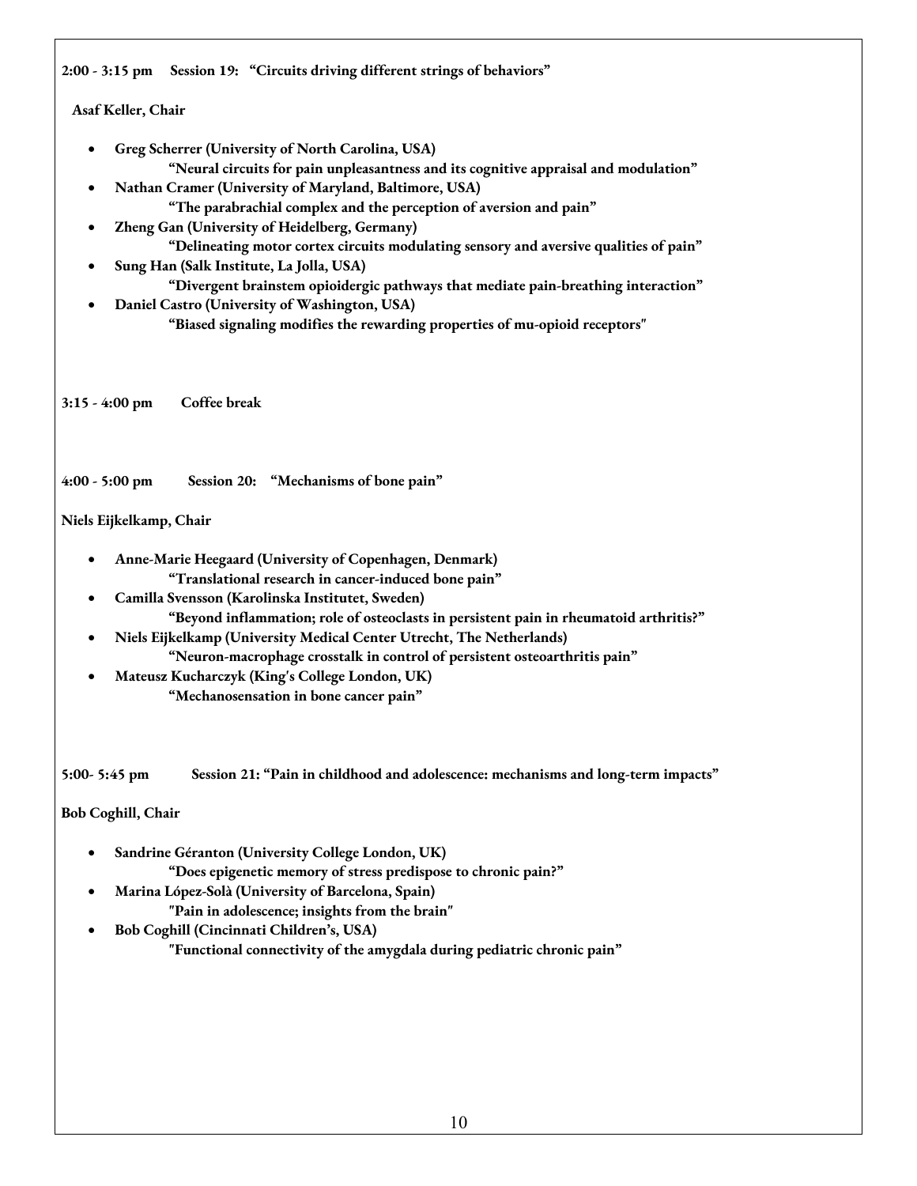**2:00 - 3:15 pm Session 19: "Circuits driving different strings of behaviors"**

**Asaf Keller, Chair**

- **Greg Scherrer (University of North Carolina, USA)**
  **"Neural circuits for pain unpleasantness and its cognitive appraisal and modulation"**
- **Nathan Cramer (University of Maryland, Baltimore, USA)**
  **"The parabrachial complex and the perception of aversion and pain"**
- **Zheng Gan (University of Heidelberg, Germany)**
  **"Delineating motor cortex circuits modulating sensory and aversive qualities of pain"**
- **Sung Han (Salk Institute, La Jolla, USA)**
  **"Divergent brainstem opioidergic pathways that mediate pain-breathing interaction"**
- **Daniel Castro (University of Washington, USA)**
  **"Biased signaling modifies the rewarding properties of mu-opioid receptors"**

**3:15 - 4:00 pm Coffee break**

**4:00 - 5:00 pm Session 20: "Mechanisms of bone pain"**

**Niels Eijkelkamp, Chair**

- **Anne-Marie Heegaard (University of Copenhagen, Denmark)**
  **"Translational research in cancer-induced bone pain"**
- **Camilla Svensson (Karolinska Institutet, Sweden)**
  **"Beyond inflammation; role of osteoclasts in persistent pain in rheumatoid arthritis?"**
- **Niels Eijkelkamp (University Medical Center Utrecht, The Netherlands)**
  **"Neuron-macrophage crosstalk in control of persistent osteoarthritis pain"**
- **Mateusz Kucharczyk (King's College London, UK)**
  **"Mechanosensation in bone cancer pain"**

**5:00- 5:45 pm Session 21: "Pain in childhood and adolescence: mechanisms and long-term impacts"**

**Bob Coghill, Chair**

- **Sandrine Géranton (University College London, UK)**
  **"Does epigenetic memory of stress predispose to chronic pain?"**
- **Marina López-Solà (University of Barcelona, Spain)**
  **"Pain in adolescence; insights from the brain"**
- **Bob Coghill (Cincinnati Children's, USA)**
  **"Functional connectivity of the amygdala during pediatric chronic pain"**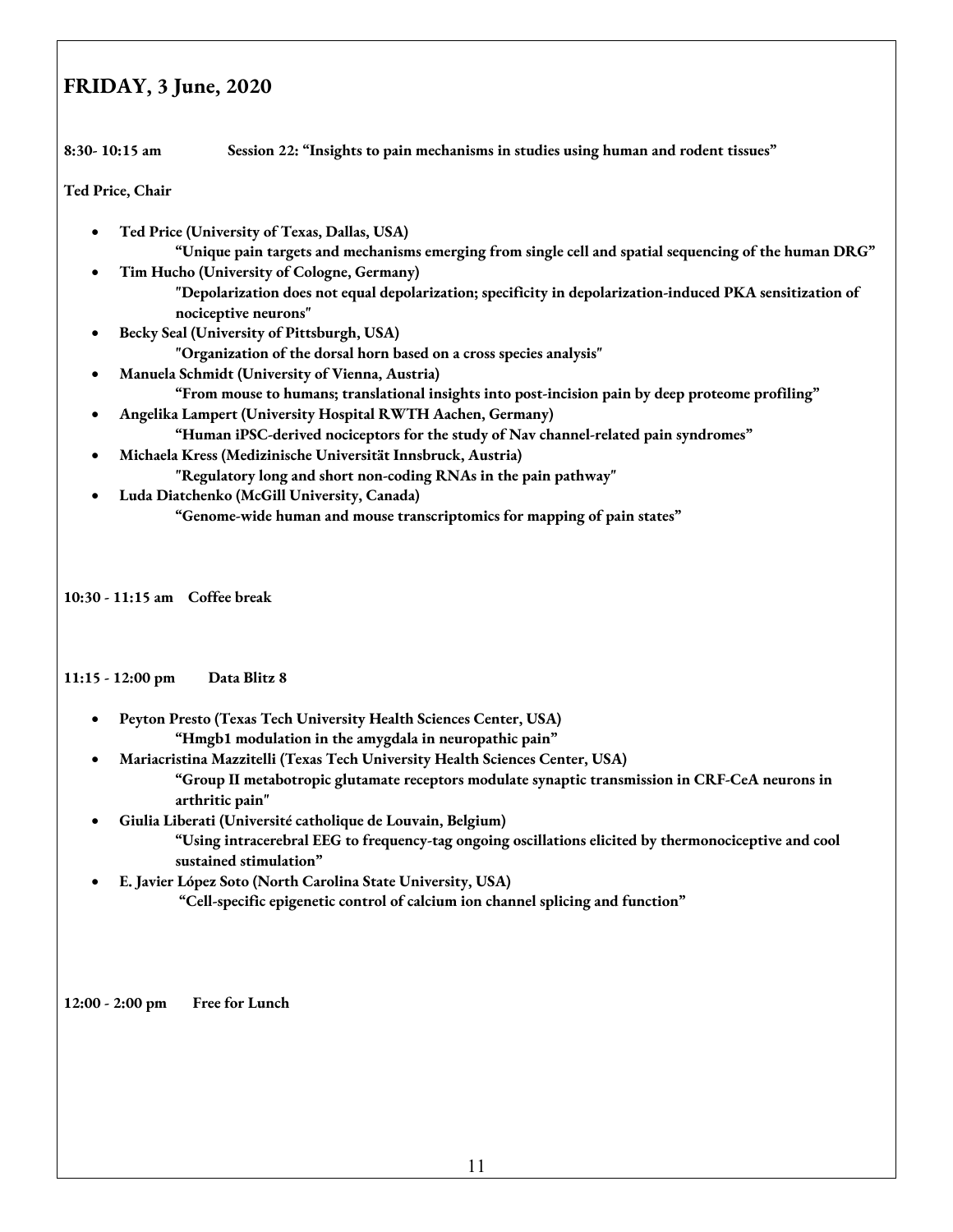## FRIDAY, 3 June, 2020

**8:30- 10:15 am Session 22: "Insights to pain mechanisms in studies using human and rodent tissues"**

**Ted Price, Chair**

- **Ted Price (University of Texas, Dallas, USA)**
  **"Unique pain targets and mechanisms emerging from single cell and spatial sequencing of the human DRG"**
- **Tim Hucho (University of Cologne, Germany)**
  **"Depolarization does not equal depolarization; specificity in depolarization-induced PKA sensitization of nociceptive neurons"**
- **Becky Seal (University of Pittsburgh, USA)**
  **"Organization of the dorsal horn based on a cross species analysis"**
- **Manuela Schmidt (University of Vienna, Austria)**
  **"From mouse to humans; translational insights into post-incision pain by deep proteome profiling"**
- **Angelika Lampert (University Hospital RWTH Aachen, Germany)**
  **"Human iPSC-derived nociceptors for the study of Nav channel-related pain syndromes"**
- **Michaela Kress (Medizinische Universität Innsbruck, Austria)**
  **"Regulatory long and short non-coding RNAs in the pain pathway"**
- **Luda Diatchenko (McGill University, Canada)**
  **"Genome-wide human and mouse transcriptomics for mapping of pain states"**

**10:30 - 11:15 am Coffee break**

**11:15 - 12:00 pm Data Blitz 8**

- **Peyton Presto (Texas Tech University Health Sciences Center, USA)**
  **"Hmgb1 modulation in the amygdala in neuropathic pain"**
- **Mariacristina Mazzitelli (Texas Tech University Health Sciences Center, USA)**
  **"Group II metabotropic glutamate receptors modulate synaptic transmission in CRF-CeA neurons in arthritic pain"**
- **Giulia Liberati (Université catholique de Louvain, Belgium)**
  **"Using intracerebral EEG to frequency-tag ongoing oscillations elicited by thermonociceptive and cool sustained stimulation"**
- **E. Javier López Soto (North Carolina State University, USA)**
  **"Cell-specific epigenetic control of calcium ion channel splicing and function"**

**12:00 - 2:00 pm Free for Lunch**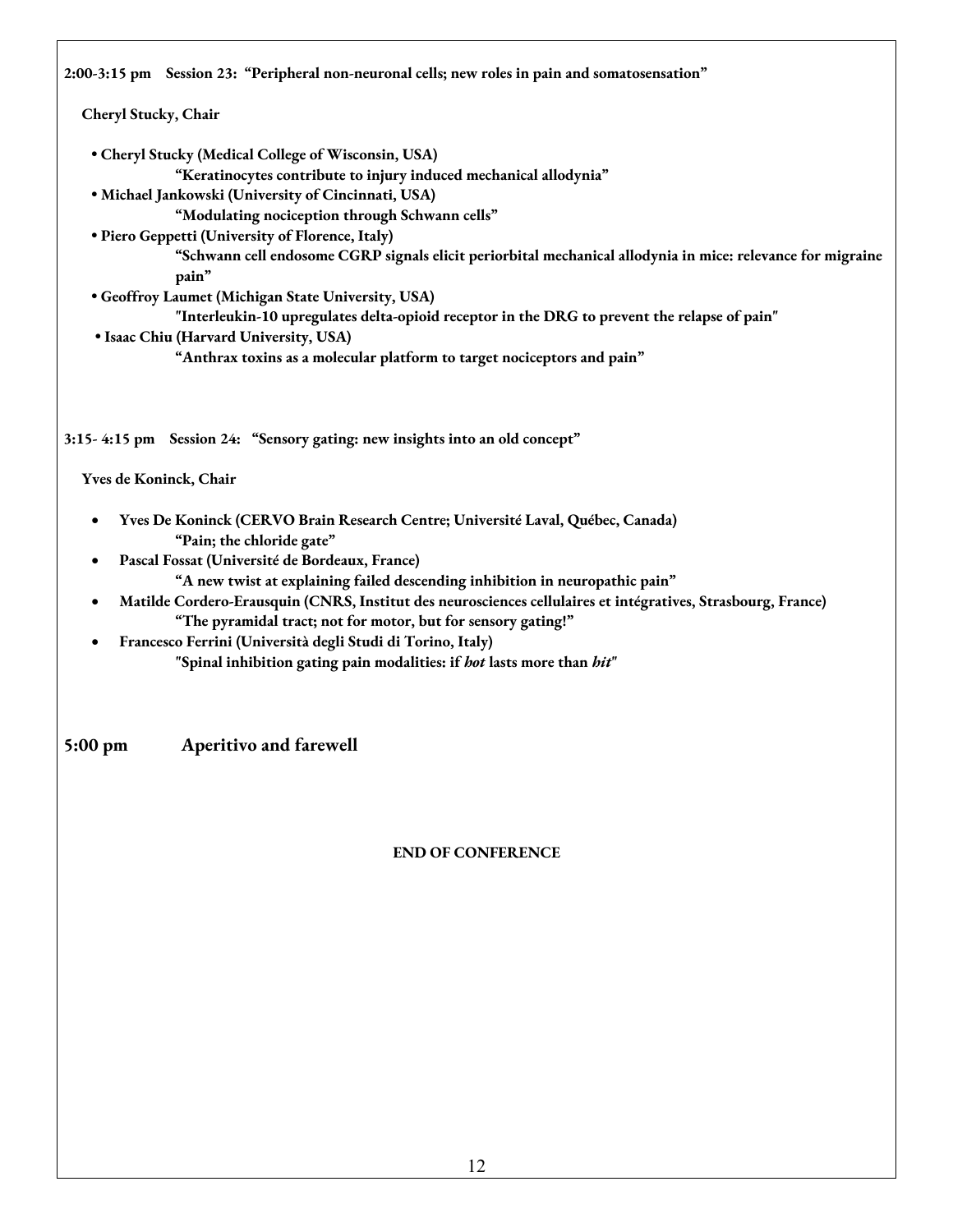**2:00-3:15 pm Session 23: "Peripheral non-neuronal cells; new roles in pain and somatosensation"**

**Cheryl Stucky, Chair**

- **Cheryl Stucky (Medical College of Wisconsin, USA)**
  **"Keratinocytes contribute to injury induced mechanical allodynia"**
- **Michael Jankowski (University of Cincinnati, USA)**
  **"Modulating nociception through Schwann cells"**
- **Piero Geppetti (University of Florence, Italy)**
  **"Schwann cell endosome CGRP signals elicit periorbital mechanical allodynia in mice: relevance for migraine pain"**
- **Geoffroy Laumet (Michigan State University, USA)**
  **"Interleukin-10 upregulates delta-opioid receptor in the DRG to prevent the relapse of pain"**
- **Isaac Chiu (Harvard University, USA)**
  **"Anthrax toxins as a molecular platform to target nociceptors and pain"**

**3:15- 4:15 pm Session 24: "Sensory gating: new insights into an old concept"**

**Yves de Koninck, Chair**

- **Yves De Koninck (CERVO Brain Research Centre; Université Laval, Québec, Canada)**
  **"Pain; the chloride gate"**
- **Pascal Fossat (Université de Bordeaux, France)**
  **"A new twist at explaining failed descending inhibition in neuropathic pain"**
- **Matilde Cordero-Erausquin (CNRS, Institut des neurosciences cellulaires et intégratives, Strasbourg, France)**
  **"The pyramidal tract; not for motor, but for sensory gating!"**
- **Francesco Ferrini (Università degli Studi di Torino, Italy)**
  **"Spinal inhibition gating pain modalities: if *hot* lasts more than *hit*"**

**5:00 pm Aperitivo and farewell**

**END OF CONFERENCE**